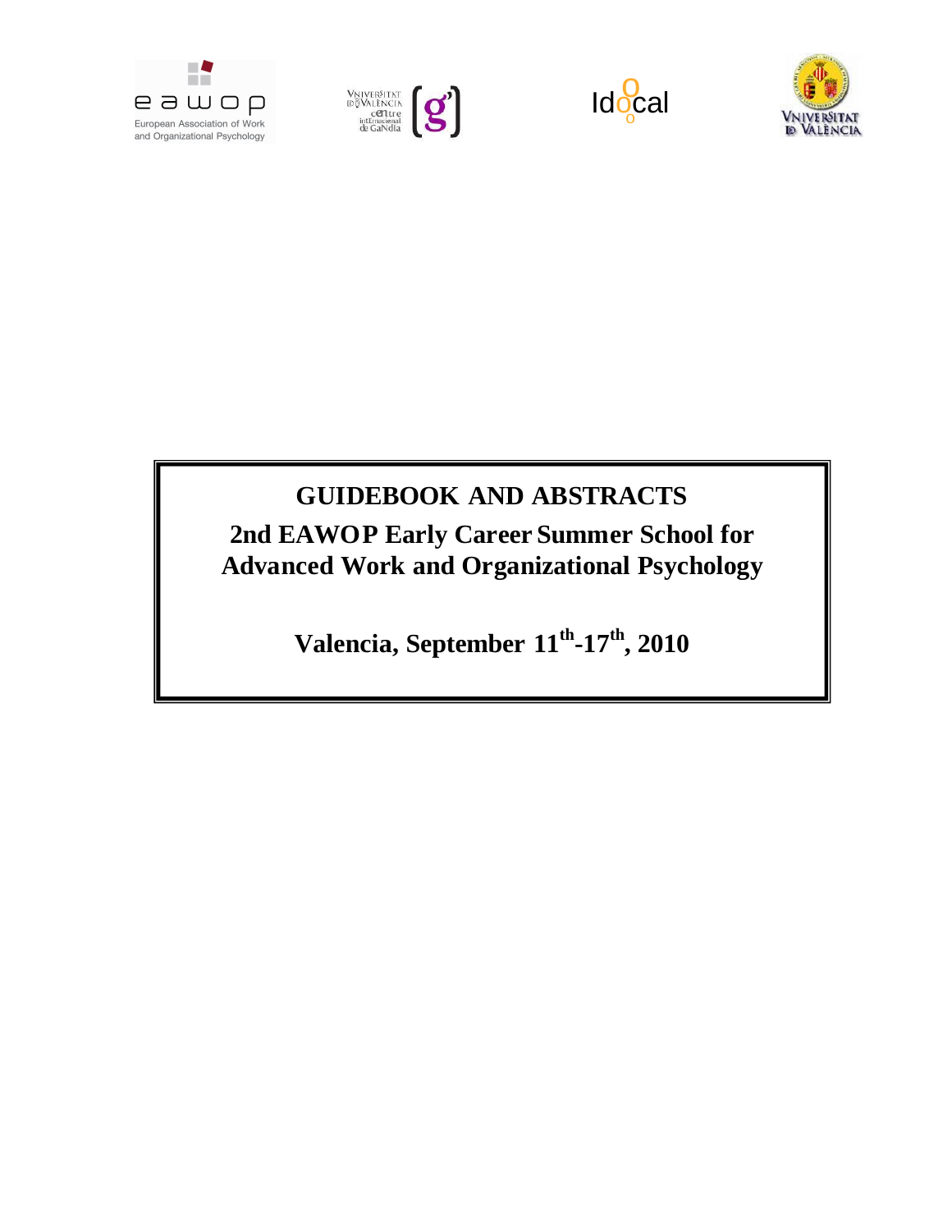# GUIDEBOOK AND ABSTRACTS

## 2nd EAWOP Early Career Summer School for Advanced Work and Organizational Psychology

## Valencia, September 11$^{th}$-17$^{th}$, 2010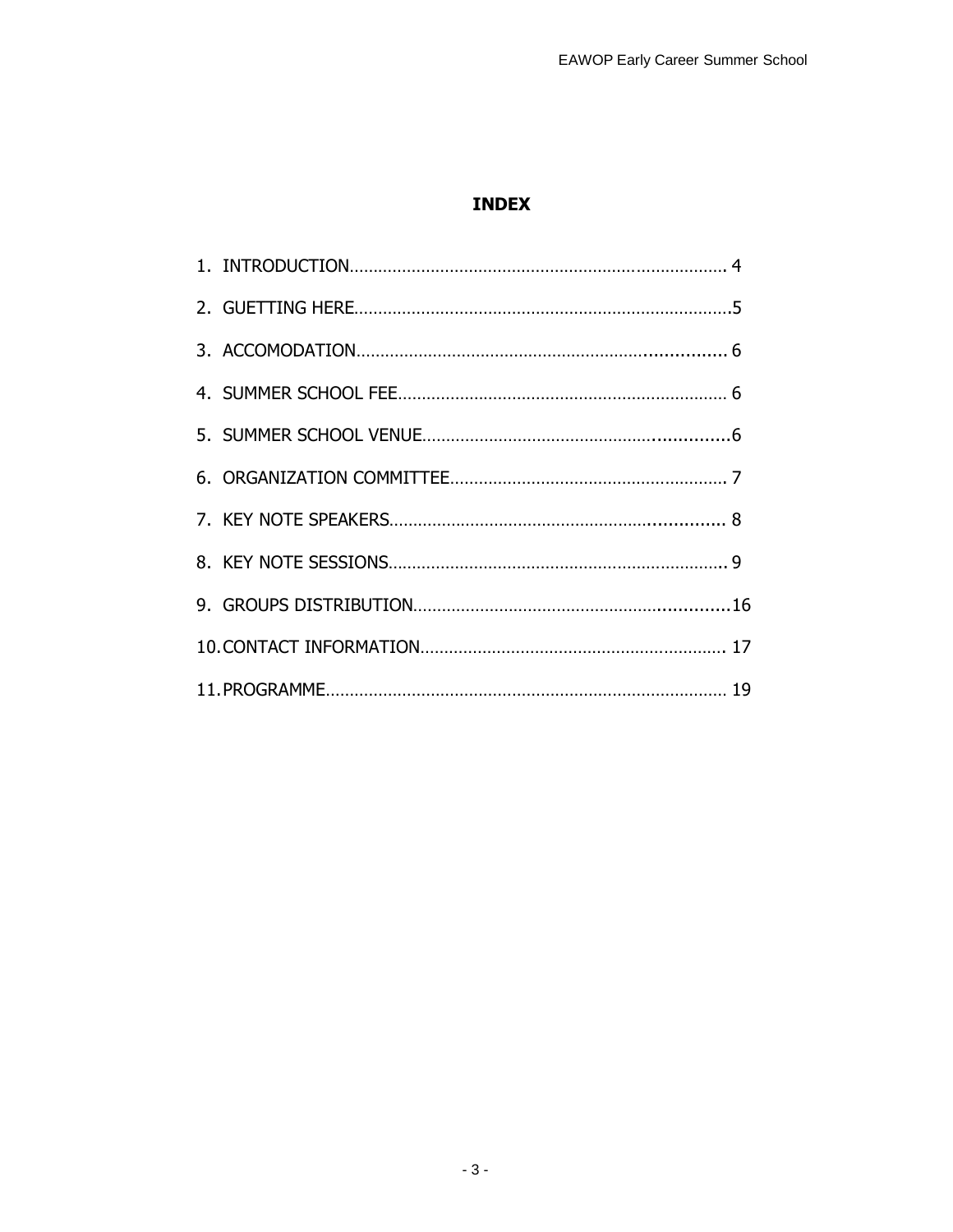# INDEX

1. INTRODUCTION............................................................................ 4
2. GUETTING HERE............................................................................5
3. ACCOMODATION............................................................................ 6
4. SUMMER SCHOOL FEE..................................................................... 6
5. SUMMER SCHOOL VENUE................................................................6
6. ORGANIZATION COMMITTEE.......................................................... 7
7. KEY NOTE SPEAKERS...................................................................... 8
8. KEY NOTE SESSIONS...................................................................... 9
9. GROUPS DISTRIBUTION.................................................................16
10. CONTACT INFORMATION............................................................... 17
11. PROGRAMME.................................................................................. 19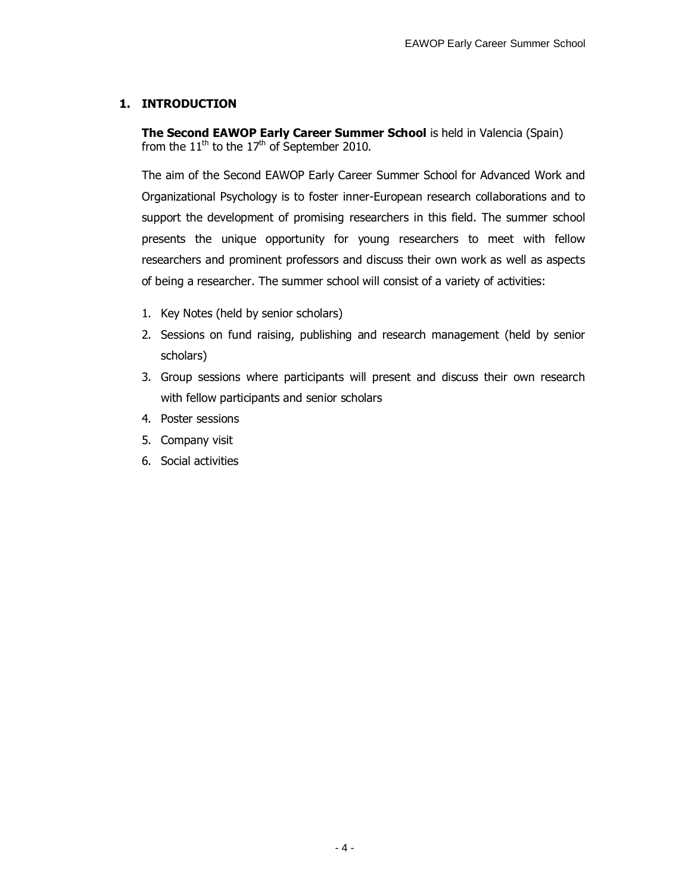## 1. INTRODUCTION

**The Second EAWOP Early Career Summer School** is held in Valencia (Spain) from the 11th to the 17th of September 2010.

The aim of the Second EAWOP Early Career Summer School for Advanced Work and Organizational Psychology is to foster inner-European research collaborations and to support the development of promising researchers in this field. The summer school presents the unique opportunity for young researchers to meet with fellow researchers and prominent professors and discuss their own work as well as aspects of being a researcher. The summer school will consist of a variety of activities:

1. Key Notes (held by senior scholars)
2. Sessions on fund raising, publishing and research management (held by senior scholars)
3. Group sessions where participants will present and discuss their own research with fellow participants and senior scholars
4. Poster sessions
5. Company visit
6. Social activities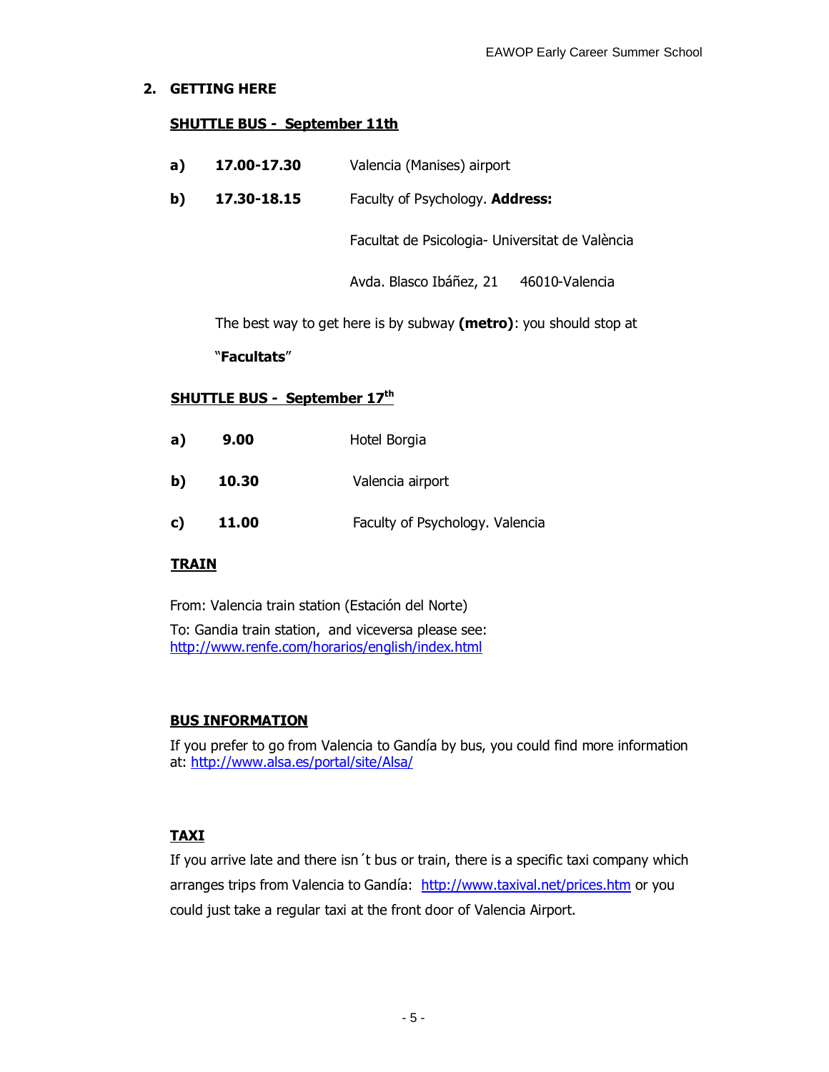## 2. GETTING HERE

### SHUTTLE BUS - September 11th

**a)** **17.00-17.30** Valencia (Manises) airport

**b)** **17.30-18.15** Faculty of Psychology. **Address:**

Facultat de Psicologia- Universitat de València

Avda. Blasco Ibáñez, 21 46010-Valencia

The best way to get here is by subway **(metro)**: you should stop at "**Facultats**"

### SHUTTLE BUS - September 17th

**a)** **9.00** Hotel Borgia

**b)** **10.30** Valencia airport

**c)** **11.00** Faculty of Psychology. Valencia

### TRAIN

From: Valencia train station (Estación del Norte)

To: Gandia train station, and viceversa please see: http://www.renfe.com/horarios/english/index.html

### BUS INFORMATION

If you prefer to go from Valencia to Gandía by bus, you could find more information at: http://www.alsa.es/portal/site/Alsa/

### TAXI

If you arrive late and there isn´t bus or train, there is a specific taxi company which arranges trips from Valencia to Gandía: http://www.taxival.net/prices.htm or you could just take a regular taxi at the front door of Valencia Airport.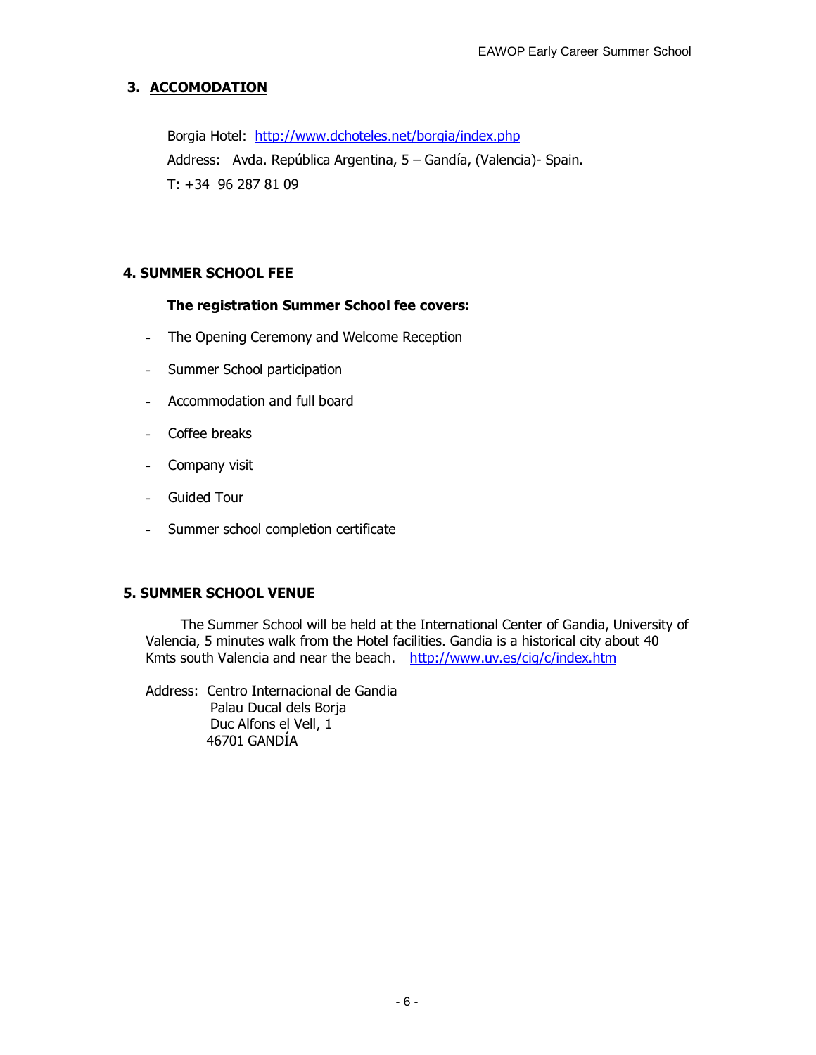## 3. ACCOMODATION

Borgia Hotel: http://www.dchoteles.net/borgia/index.php
Address: Avda. República Argentina, 5 – Gandía, (Valencia)- Spain.
T: +34 96 287 81 09

## 4. SUMMER SCHOOL FEE

**The registration Summer School fee covers:**

- The Opening Ceremony and Welcome Reception
- Summer School participation
- Accommodation and full board
- Coffee breaks
- Company visit
- Guided Tour
- Summer school completion certificate

## 5. SUMMER SCHOOL VENUE

The Summer School will be held at the International Center of Gandia, University of Valencia, 5 minutes walk from the Hotel facilities. Gandia is a historical city about 40 Kmts south Valencia and near the beach. http://www.uv.es/cig/c/index.htm

Address: Centro Internacional de Gandia
Palau Ducal dels Borja
Duc Alfons el Vell, 1
46701 GANDÍA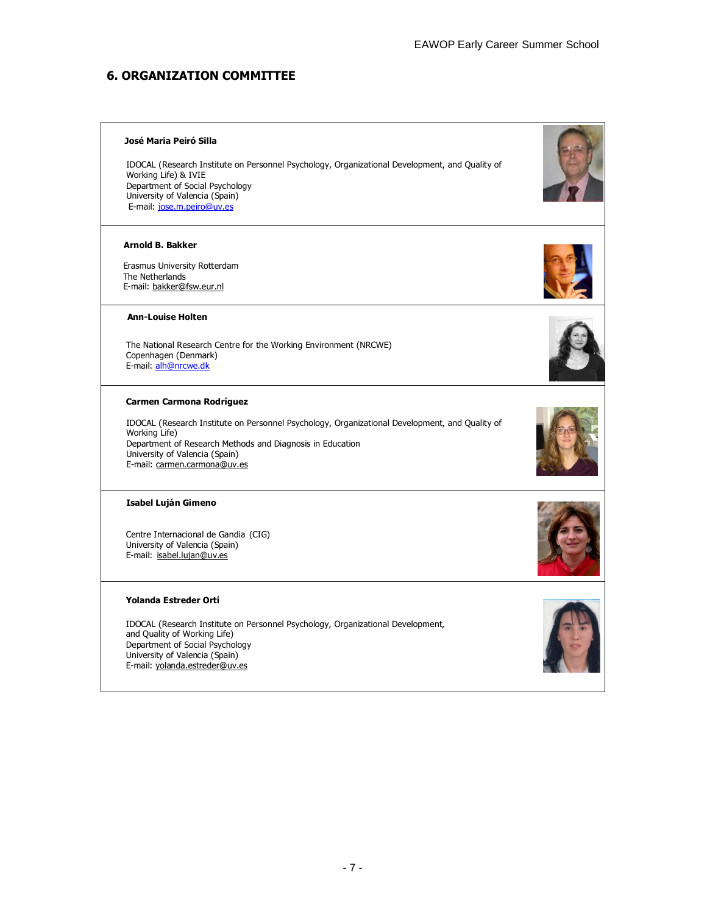## 6. ORGANIZATION COMMITTEE

**José Maria Peiró Silla**

IDOCAL (Research Institute on Personnel Psychology, Organizational Development, and Quality of Working Life) & IVIE
Department of Social Psychology
University of Valencia (Spain)
E-mail: jose.m.peiro@uv.es

---

**Arnold B. Bakker**

Erasmus University Rotterdam
The Netherlands
E-mail: bakker@fsw.eur.nl

---

**Ann-Louise Holten**

The National Research Centre for the Working Environment (NRCWE)
Copenhagen (Denmark)
E-mail: alh@nrcwe.dk

---

**Carmen Carmona Rodríguez**

IDOCAL (Research Institute on Personnel Psychology, Organizational Development, and Quality of Working Life)
Department of Research Methods and Diagnosis in Education
University of Valencia (Spain)
E-mail: carmen.carmona@uv.es

---

**Isabel Luján Gimeno**

Centre Internacional de Gandia (CIG)
University of Valencia (Spain)
E-mail: isabel.lujan@uv.es

---

**Yolanda Estreder Ortí**

IDOCAL (Research Institute on Personnel Psychology, Organizational Development, and Quality of Working Life)
Department of Social Psychology
University of Valencia (Spain)
E-mail: yolanda.estreder@uv.es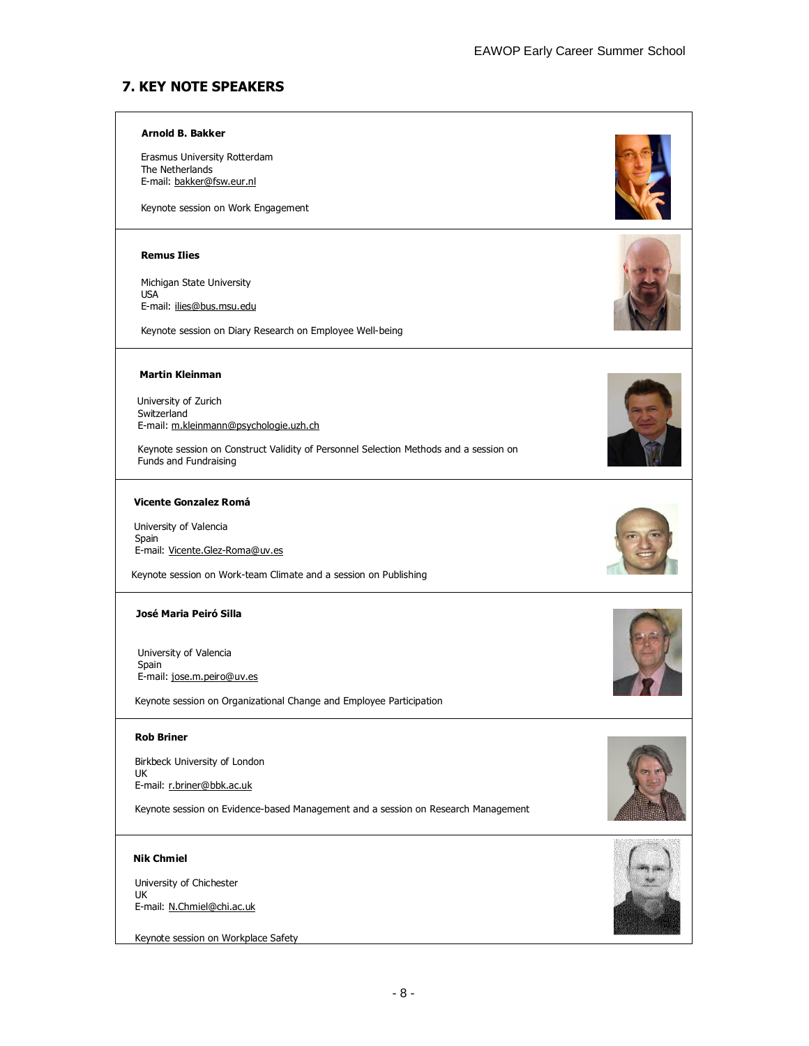## 7. KEY NOTE SPEAKERS

**Arnold B. Bakker**

Erasmus University Rotterdam
The Netherlands
E-mail: bakker@fsw.eur.nl

Keynote session on Work Engagement

**Remus Ilies**

Michigan State University
USA
E-mail: ilies@bus.msu.edu

Keynote session on Diary Research on Employee Well-being

**Martin Kleinman**

University of Zurich
Switzerland
E-mail: m.kleinmann@psychologie.uzh.ch

Keynote session on Construct Validity of Personnel Selection Methods and a session on Funds and Fundraising

**Vicente Gonzalez Romá**

University of Valencia
Spain
E-mail: Vicente.Glez-Roma@uv.es

Keynote session on Work-team Climate and a session on Publishing

**José Maria Peiró Silla**

University of Valencia
Spain
E-mail: jose.m.peiro@uv.es

Keynote session on Organizational Change and Employee Participation

**Rob Briner**

Birkbeck University of London
UK
E-mail: r.briner@bbk.ac.uk

Keynote session on Evidence-based Management and a session on Research Management

**Nik Chmiel**

University of Chichester
UK
E-mail: N.Chmiel@chi.ac.uk

Keynote session on Workplace Safety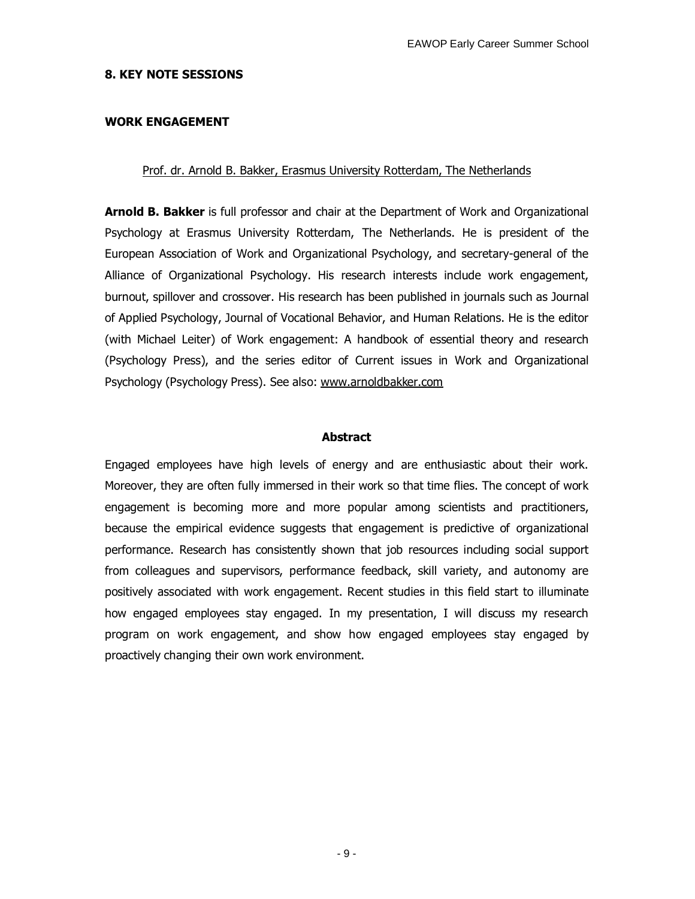## 8. KEY NOTE SESSIONS

### WORK ENGAGEMENT

Prof. dr. Arnold B. Bakker, Erasmus University Rotterdam, The Netherlands

**Arnold B. Bakker** is full professor and chair at the Department of Work and Organizational Psychology at Erasmus University Rotterdam, The Netherlands. He is president of the European Association of Work and Organizational Psychology, and secretary-general of the Alliance of Organizational Psychology. His research interests include work engagement, burnout, spillover and crossover. His research has been published in journals such as Journal of Applied Psychology, Journal of Vocational Behavior, and Human Relations. He is the editor (with Michael Leiter) of Work engagement: A handbook of essential theory and research (Psychology Press), and the series editor of Current issues in Work and Organizational Psychology (Psychology Press). See also: www.arnoldbakker.com

**Abstract**

Engaged employees have high levels of energy and are enthusiastic about their work. Moreover, they are often fully immersed in their work so that time flies. The concept of work engagement is becoming more and more popular among scientists and practitioners, because the empirical evidence suggests that engagement is predictive of organizational performance. Research has consistently shown that job resources including social support from colleagues and supervisors, performance feedback, skill variety, and autonomy are positively associated with work engagement. Recent studies in this field start to illuminate how engaged employees stay engaged. In my presentation, I will discuss my research program on work engagement, and show how engaged employees stay engaged by proactively changing their own work environment.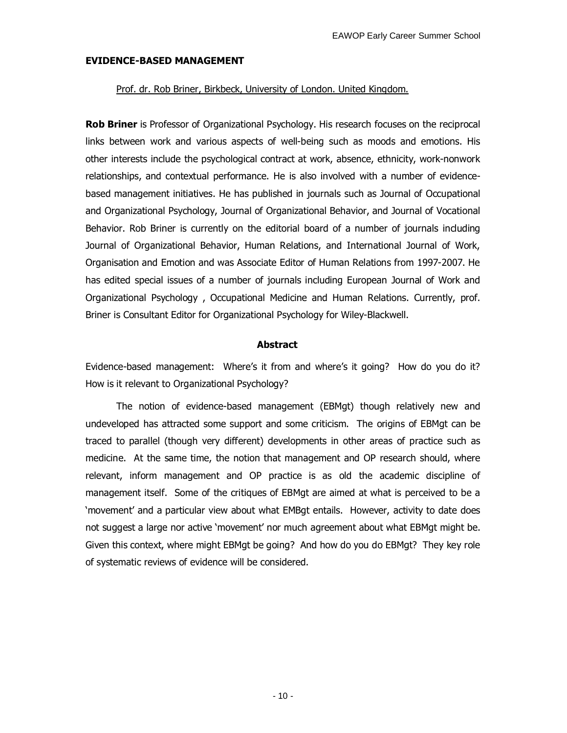## EVIDENCE-BASED MANAGEMENT

Prof. dr. Rob Briner, Birkbeck, University of London. United Kingdom.

**Rob Briner** is Professor of Organizational Psychology. His research focuses on the reciprocal links between work and various aspects of well-being such as moods and emotions. His other interests include the psychological contract at work, absence, ethnicity, work-nonwork relationships, and contextual performance. He is also involved with a number of evidence-based management initiatives. He has published in journals such as Journal of Occupational and Organizational Psychology, Journal of Organizational Behavior, and Journal of Vocational Behavior. Rob Briner is currently on the editorial board of a number of journals including Journal of Organizational Behavior, Human Relations, and International Journal of Work, Organisation and Emotion and was Associate Editor of Human Relations from 1997-2007. He has edited special issues of a number of journals including European Journal of Work and Organizational Psychology , Occupational Medicine and Human Relations. Currently, prof. Briner is Consultant Editor for Organizational Psychology for Wiley-Blackwell.

### Abstract

Evidence-based management: Where's it from and where's it going? How do you do it? How is it relevant to Organizational Psychology?

The notion of evidence-based management (EBMgt) though relatively new and undeveloped has attracted some support and some criticism. The origins of EBMgt can be traced to parallel (though very different) developments in other areas of practice such as medicine. At the same time, the notion that management and OP research should, where relevant, inform management and OP practice is as old the academic discipline of management itself. Some of the critiques of EBMgt are aimed at what is perceived to be a 'movement' and a particular view about what EMBgt entails. However, activity to date does not suggest a large nor active 'movement' nor much agreement about what EBMgt might be. Given this context, where might EBMgt be going? And how do you do EBMgt? They key role of systematic reviews of evidence will be considered.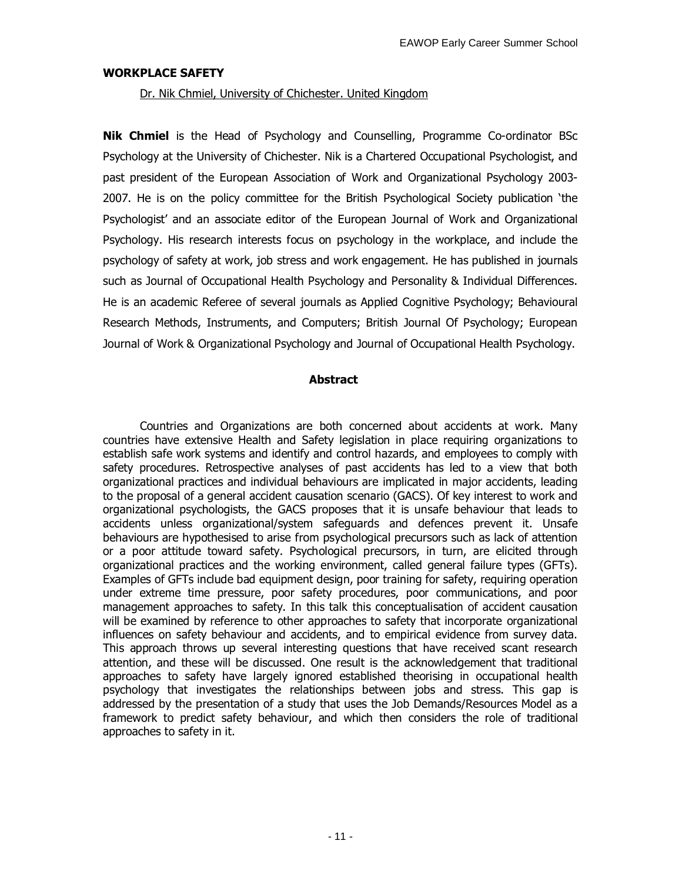## WORKPLACE SAFETY

Dr. Nik Chmiel, University of Chichester. United Kingdom

**Nik Chmiel** is the Head of Psychology and Counselling, Programme Co-ordinator BSc Psychology at the University of Chichester. Nik is a Chartered Occupational Psychologist, and past president of the European Association of Work and Organizational Psychology 2003-2007. He is on the policy committee for the British Psychological Society publication 'the Psychologist' and an associate editor of the European Journal of Work and Organizational Psychology. His research interests focus on psychology in the workplace, and include the psychology of safety at work, job stress and work engagement. He has published in journals such as Journal of Occupational Health Psychology and Personality & Individual Differences. He is an academic Referee of several journals as Applied Cognitive Psychology; Behavioural Research Methods, Instruments, and Computers; British Journal Of Psychology; European Journal of Work & Organizational Psychology and Journal of Occupational Health Psychology.

### Abstract

Countries and Organizations are both concerned about accidents at work. Many countries have extensive Health and Safety legislation in place requiring organizations to establish safe work systems and identify and control hazards, and employees to comply with safety procedures. Retrospective analyses of past accidents has led to a view that both organizational practices and individual behaviours are implicated in major accidents, leading to the proposal of a general accident causation scenario (GACS). Of key interest to work and organizational psychologists, the GACS proposes that it is unsafe behaviour that leads to accidents unless organizational/system safeguards and defences prevent it. Unsafe behaviours are hypothesised to arise from psychological precursors such as lack of attention or a poor attitude toward safety. Psychological precursors, in turn, are elicited through organizational practices and the working environment, called general failure types (GFTs). Examples of GFTs include bad equipment design, poor training for safety, requiring operation under extreme time pressure, poor safety procedures, poor communications, and poor management approaches to safety. In this talk this conceptualisation of accident causation will be examined by reference to other approaches to safety that incorporate organizational influences on safety behaviour and accidents, and to empirical evidence from survey data. This approach throws up several interesting questions that have received scant research attention, and these will be discussed. One result is the acknowledgement that traditional approaches to safety have largely ignored established theorising in occupational health psychology that investigates the relationships between jobs and stress. This gap is addressed by the presentation of a study that uses the Job Demands/Resources Model as a framework to predict safety behaviour, and which then considers the role of traditional approaches to safety in it.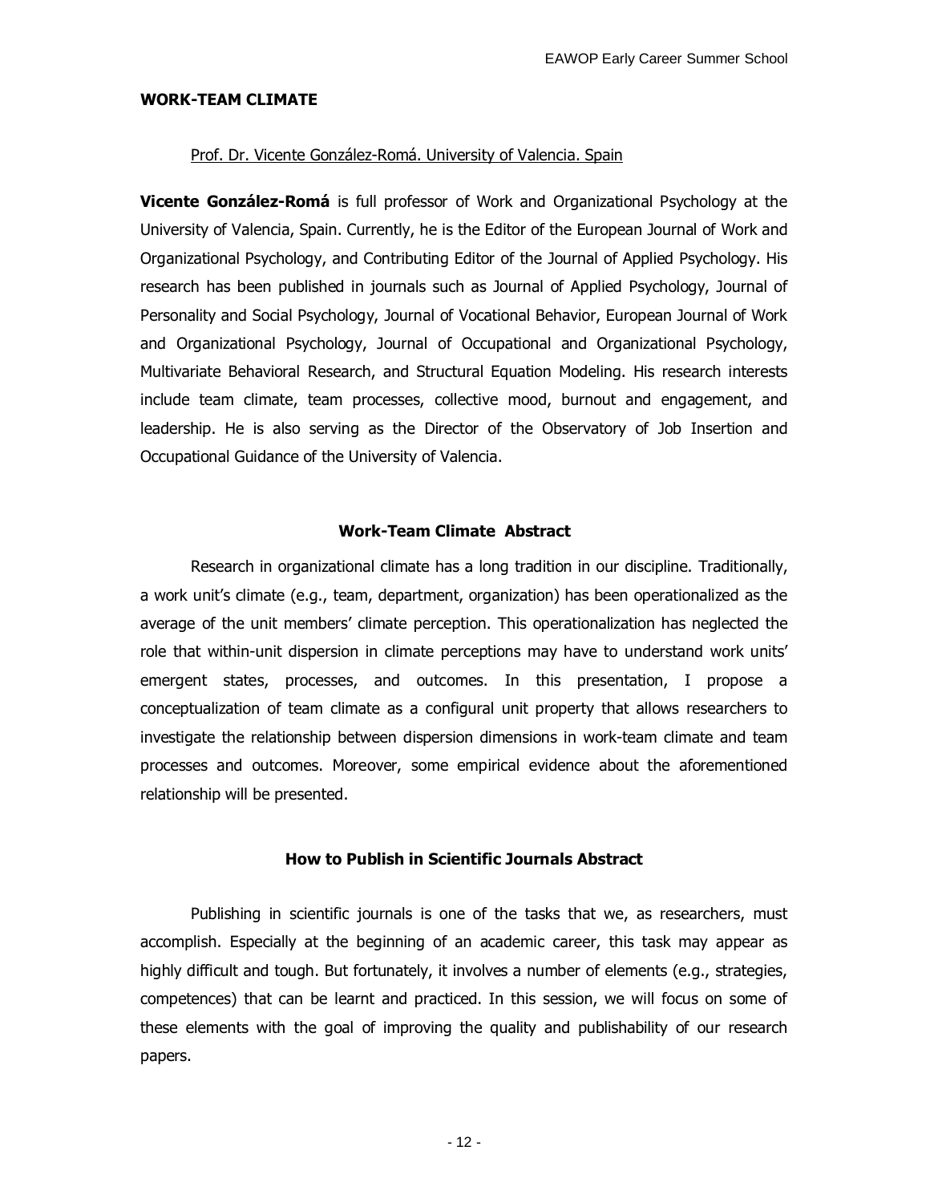## WORK-TEAM CLIMATE

Prof. Dr. Vicente González-Romá. University of Valencia. Spain

**Vicente González-Romá** is full professor of Work and Organizational Psychology at the University of Valencia, Spain. Currently, he is the Editor of the European Journal of Work and Organizational Psychology, and Contributing Editor of the Journal of Applied Psychology. His research has been published in journals such as Journal of Applied Psychology, Journal of Personality and Social Psychology, Journal of Vocational Behavior, European Journal of Work and Organizational Psychology, Journal of Occupational and Organizational Psychology, Multivariate Behavioral Research, and Structural Equation Modeling. His research interests include team climate, team processes, collective mood, burnout and engagement, and leadership. He is also serving as the Director of the Observatory of Job Insertion and Occupational Guidance of the University of Valencia.

### Work-Team Climate Abstract

Research in organizational climate has a long tradition in our discipline. Traditionally, a work unit's climate (e.g., team, department, organization) has been operationalized as the average of the unit members' climate perception. This operationalization has neglected the role that within-unit dispersion in climate perceptions may have to understand work units' emergent states, processes, and outcomes. In this presentation, I propose a conceptualization of team climate as a configural unit property that allows researchers to investigate the relationship between dispersion dimensions in work-team climate and team processes and outcomes. Moreover, some empirical evidence about the aforementioned relationship will be presented.

### How to Publish in Scientific Journals Abstract

Publishing in scientific journals is one of the tasks that we, as researchers, must accomplish. Especially at the beginning of an academic career, this task may appear as highly difficult and tough. But fortunately, it involves a number of elements (e.g., strategies, competences) that can be learnt and practiced. In this session, we will focus on some of these elements with the goal of improving the quality and publishability of our research papers.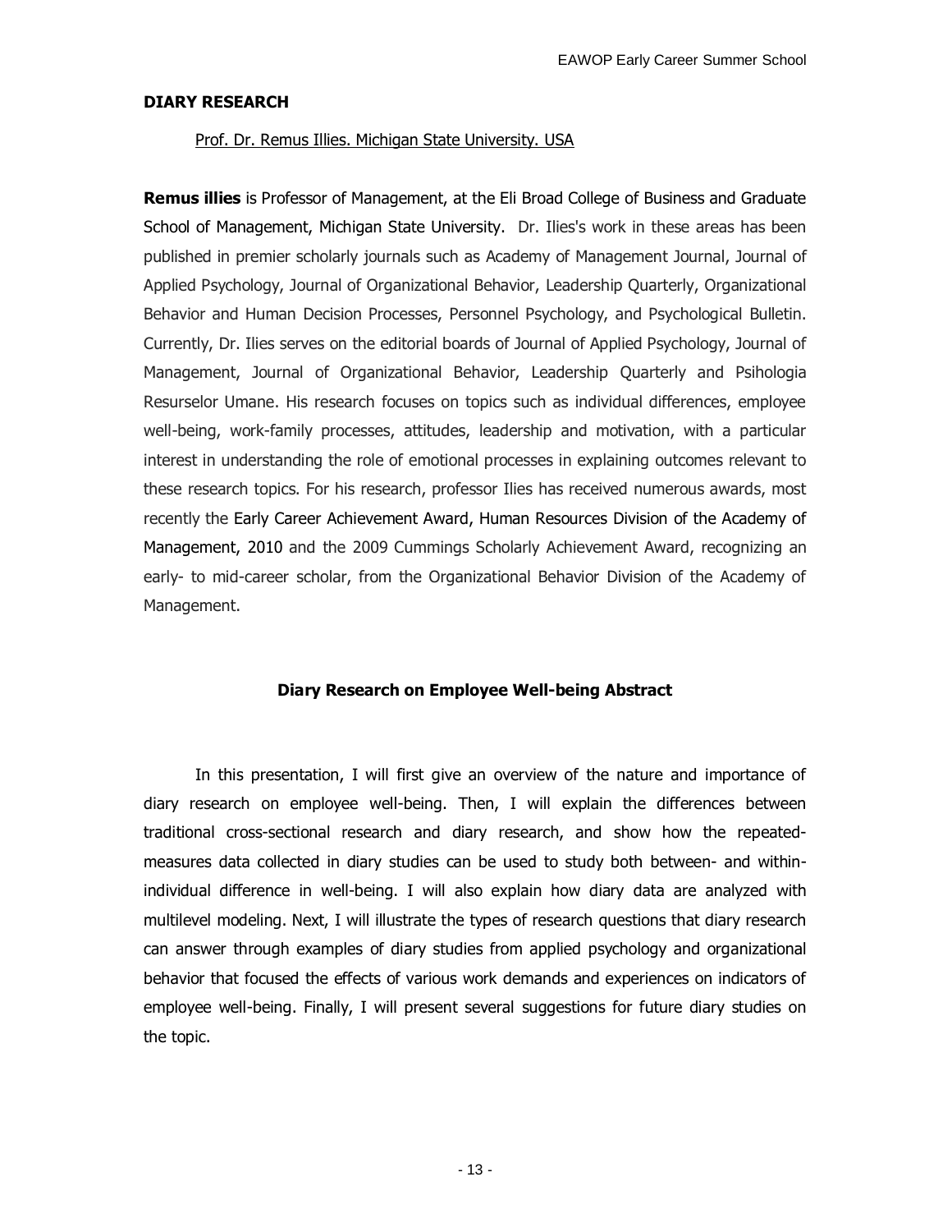## DIARY RESEARCH

Prof. Dr. Remus Illies. Michigan State University. USA

**Remus illies** is Professor of Management, at the Eli Broad College of Business and Graduate School of Management, Michigan State University. Dr. Ilies's work in these areas has been published in premier scholarly journals such as Academy of Management Journal, Journal of Applied Psychology, Journal of Organizational Behavior, Leadership Quarterly, Organizational Behavior and Human Decision Processes, Personnel Psychology, and Psychological Bulletin. Currently, Dr. Ilies serves on the editorial boards of Journal of Applied Psychology, Journal of Management, Journal of Organizational Behavior, Leadership Quarterly and Psihologia Resurselor Umane. His research focuses on topics such as individual differences, employee well-being, work-family processes, attitudes, leadership and motivation, with a particular interest in understanding the role of emotional processes in explaining outcomes relevant to these research topics. For his research, professor Ilies has received numerous awards, most recently the Early Career Achievement Award, Human Resources Division of the Academy of Management, 2010 and the 2009 Cummings Scholarly Achievement Award, recognizing an early- to mid-career scholar, from the Organizational Behavior Division of the Academy of Management.

### Diary Research on Employee Well-being Abstract

In this presentation, I will first give an overview of the nature and importance of diary research on employee well-being. Then, I will explain the differences between traditional cross-sectional research and diary research, and show how the repeated-measures data collected in diary studies can be used to study both between- and within-individual difference in well-being. I will also explain how diary data are analyzed with multilevel modeling. Next, I will illustrate the types of research questions that diary research can answer through examples of diary studies from applied psychology and organizational behavior that focused the effects of various work demands and experiences on indicators of employee well-being. Finally, I will present several suggestions for future diary studies on the topic.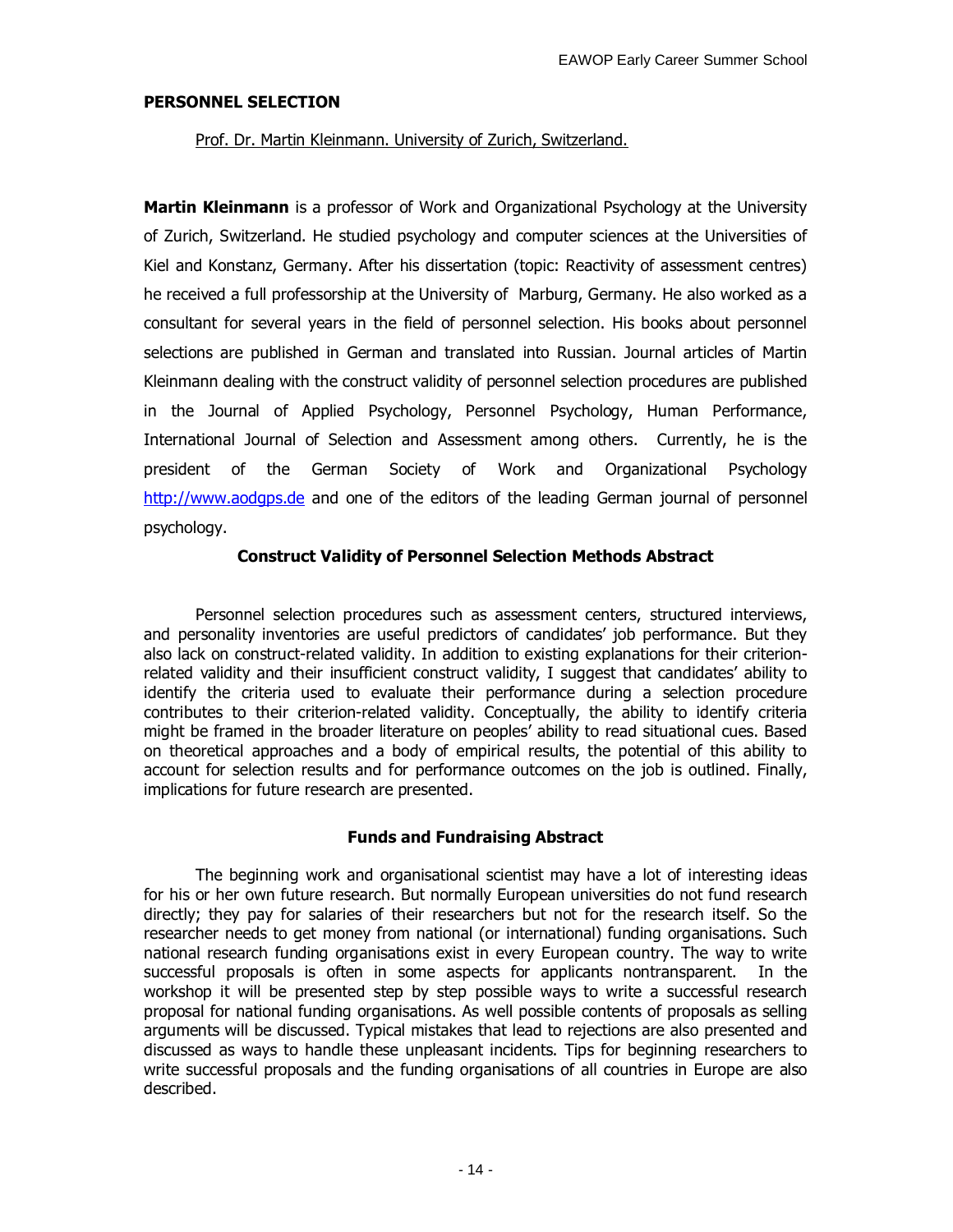## PERSONNEL SELECTION

Prof. Dr. Martin Kleinmann. University of Zurich, Switzerland.

**Martin Kleinmann** is a professor of Work and Organizational Psychology at the University of Zurich, Switzerland. He studied psychology and computer sciences at the Universities of Kiel and Konstanz, Germany. After his dissertation (topic: Reactivity of assessment centres) he received a full professorship at the University of Marburg, Germany. He also worked as a consultant for several years in the field of personnel selection. His books about personnel selections are published in German and translated into Russian. Journal articles of Martin Kleinmann dealing with the construct validity of personnel selection procedures are published in the Journal of Applied Psychology, Personnel Psychology, Human Performance, International Journal of Selection and Assessment among others. Currently, he is the president of the German Society of Work and Organizational Psychology http://www.aodgps.de and one of the editors of the leading German journal of personnel psychology.

### Construct Validity of Personnel Selection Methods Abstract

Personnel selection procedures such as assessment centers, structured interviews, and personality inventories are useful predictors of candidates' job performance. But they also lack on construct-related validity. In addition to existing explanations for their criterion-related validity and their insufficient construct validity, I suggest that candidates' ability to identify the criteria used to evaluate their performance during a selection procedure contributes to their criterion-related validity. Conceptually, the ability to identify criteria might be framed in the broader literature on peoples' ability to read situational cues. Based on theoretical approaches and a body of empirical results, the potential of this ability to account for selection results and for performance outcomes on the job is outlined. Finally, implications for future research are presented.

### Funds and Fundraising Abstract

The beginning work and organisational scientist may have a lot of interesting ideas for his or her own future research. But normally European universities do not fund research directly; they pay for salaries of their researchers but not for the research itself. So the researcher needs to get money from national (or international) funding organisations. Such national research funding organisations exist in every European country. The way to write successful proposals is often in some aspects for applicants nontransparent. In the workshop it will be presented step by step possible ways to write a successful research proposal for national funding organisations. As well possible contents of proposals as selling arguments will be discussed. Typical mistakes that lead to rejections are also presented and discussed as ways to handle these unpleasant incidents. Tips for beginning researchers to write successful proposals and the funding organisations of all countries in Europe are also described.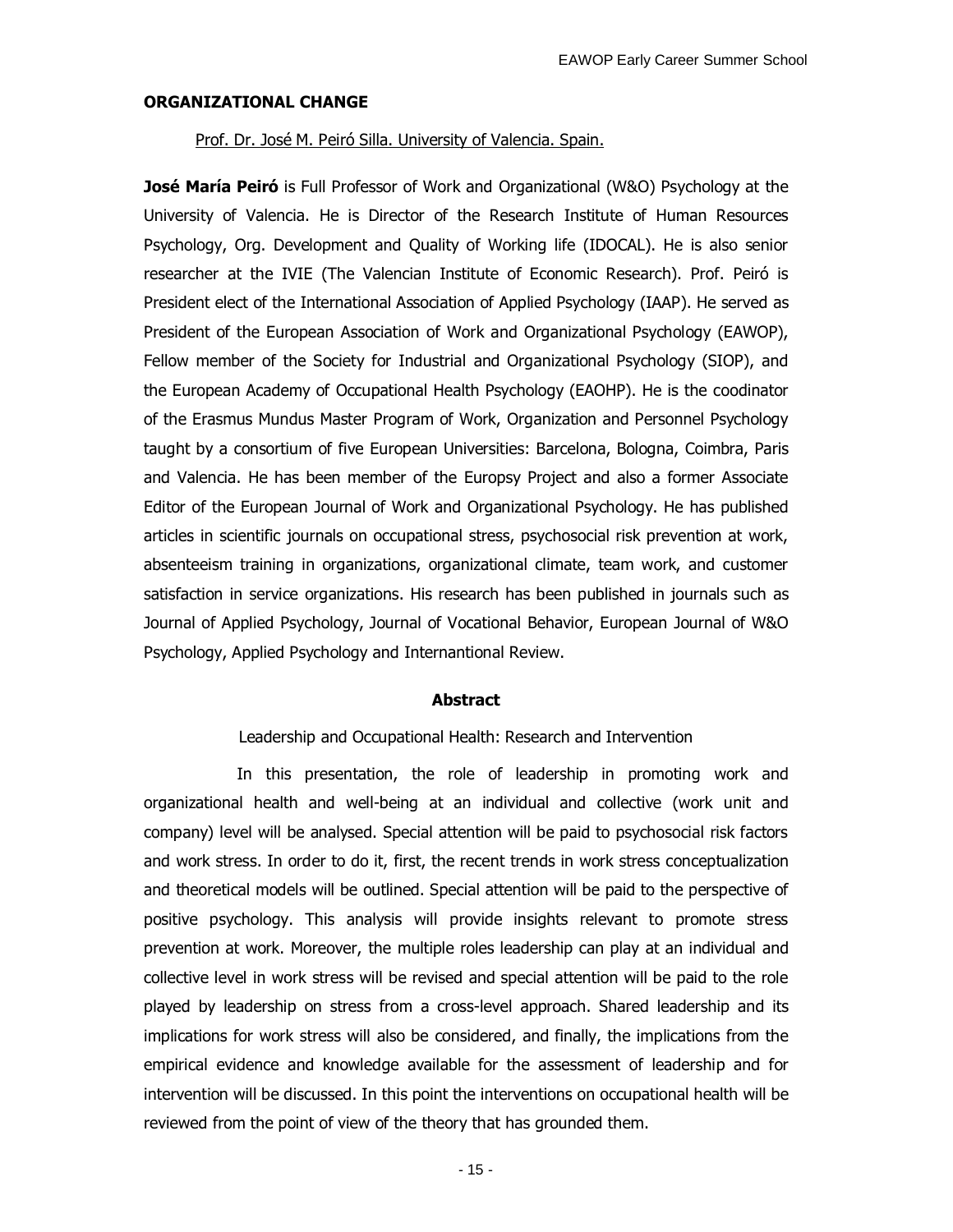**ORGANIZATIONAL CHANGE**

Prof. Dr. José M. Peiró Silla. University of Valencia. Spain.

**José María Peiró** is Full Professor of Work and Organizational (W&O) Psychology at the University of Valencia. He is Director of the Research Institute of Human Resources Psychology, Org. Development and Quality of Working life (IDOCAL). He is also senior researcher at the IVIE (The Valencian Institute of Economic Research). Prof. Peiró is President elect of the International Association of Applied Psychology (IAAP). He served as President of the European Association of Work and Organizational Psychology (EAWOP), Fellow member of the Society for Industrial and Organizational Psychology (SIOP), and the European Academy of Occupational Health Psychology (EAOHP). He is the coodinator of the Erasmus Mundus Master Program of Work, Organization and Personnel Psychology taught by a consortium of five European Universities: Barcelona, Bologna, Coimbra, Paris and Valencia. He has been member of the Europsy Project and also a former Associate Editor of the European Journal of Work and Organizational Psychology. He has published articles in scientific journals on occupational stress, psychosocial risk prevention at work, absenteeism training in organizations, organizational climate, team work, and customer satisfaction in service organizations. His research has been published in journals such as Journal of Applied Psychology, Journal of Vocational Behavior, European Journal of W&O Psychology, Applied Psychology and Internantional Review.

**Abstract**

Leadership and Occupational Health: Research and Intervention

In this presentation, the role of leadership in promoting work and organizational health and well-being at an individual and collective (work unit and company) level will be analysed. Special attention will be paid to psychosocial risk factors and work stress. In order to do it, first, the recent trends in work stress conceptualization and theoretical models will be outlined. Special attention will be paid to the perspective of positive psychology. This analysis will provide insights relevant to promote stress prevention at work. Moreover, the multiple roles leadership can play at an individual and collective level in work stress will be revised and special attention will be paid to the role played by leadership on stress from a cross-level approach. Shared leadership and its implications for work stress will also be considered, and finally, the implications from the empirical evidence and knowledge available for the assessment of leadership and for intervention will be discussed. In this point the interventions on occupational health will be reviewed from the point of view of the theory that has grounded them.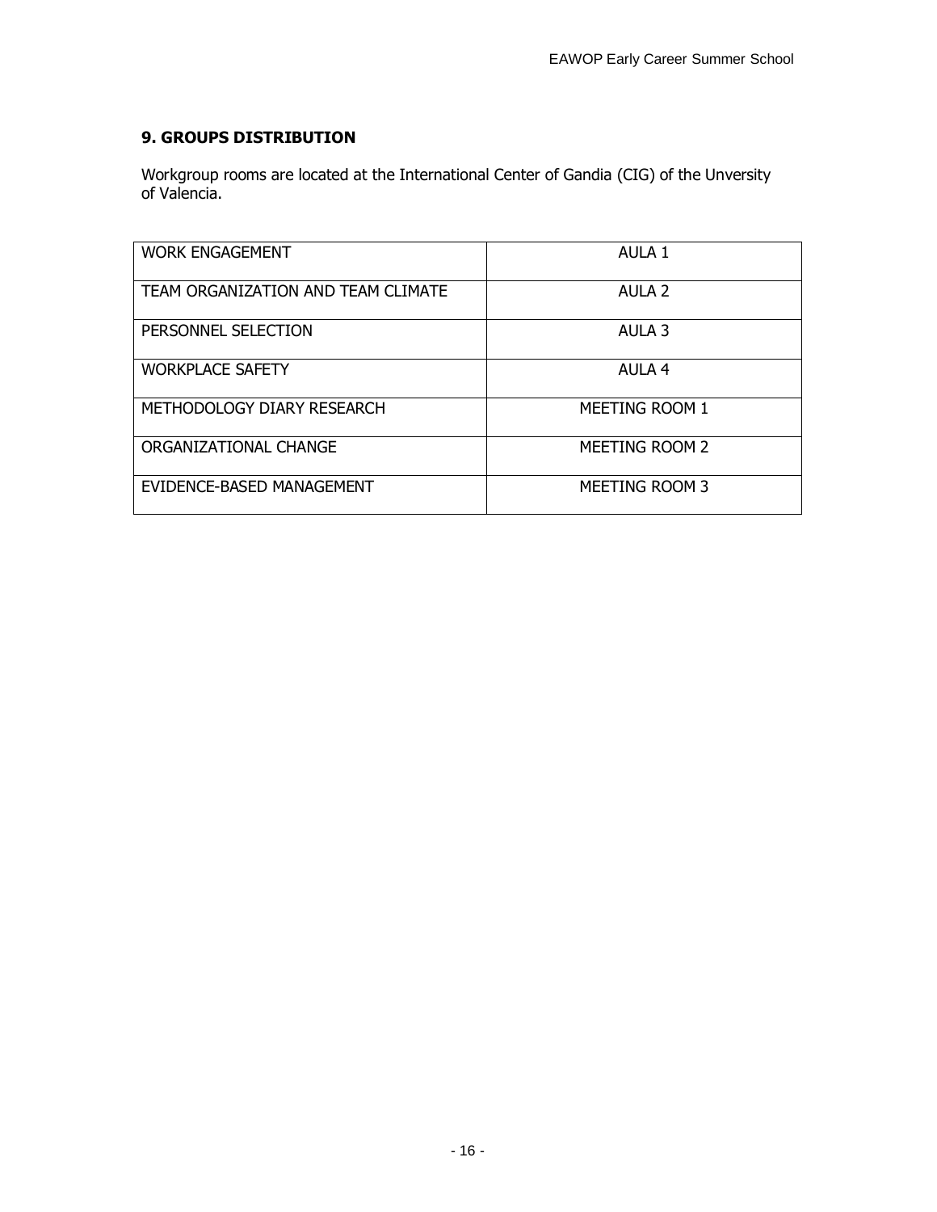## 9. GROUPS DISTRIBUTION

Workgroup rooms are located at the International Center of Gandia (CIG) of the Unversity of Valencia.

| | |
|---|---|
| WORK ENGAGEMENT | AULA 1 |
| TEAM ORGANIZATION AND TEAM CLIMATE | AULA 2 |
| PERSONNEL SELECTION | AULA 3 |
| WORKPLACE SAFETY | AULA 4 |
| METHODOLOGY DIARY RESEARCH | MEETING ROOM 1 |
| ORGANIZATIONAL CHANGE | MEETING ROOM 2 |
| EVIDENCE-BASED MANAGEMENT | MEETING ROOM 3 |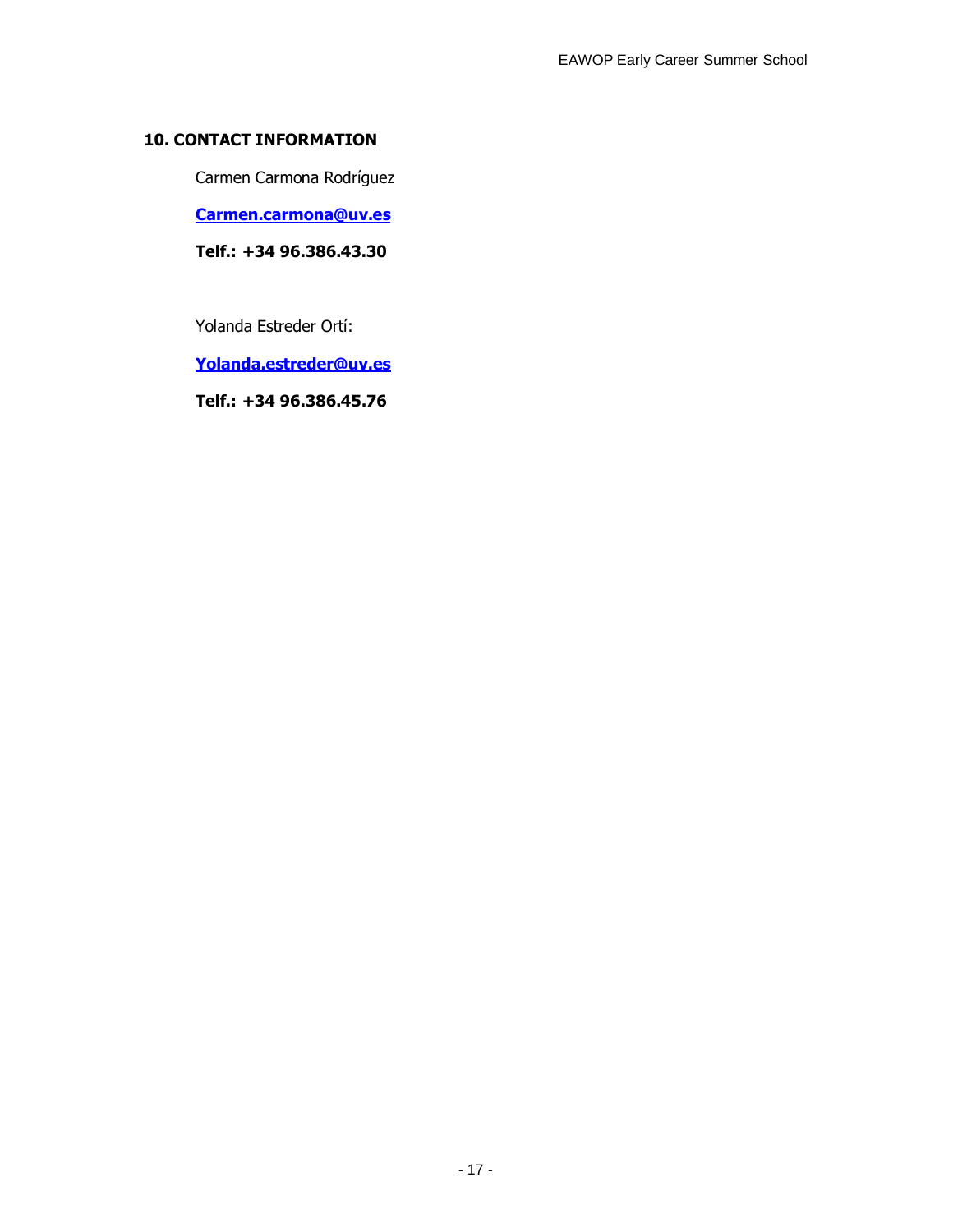## 10. CONTACT INFORMATION

Carmen Carmona Rodríguez

**Carmen.carmona@uv.es**

**Telf.: +34 96.386.43.30**

Yolanda Estreder Ortí:

**Yolanda.estreder@uv.es**

**Telf.: +34 96.386.45.76**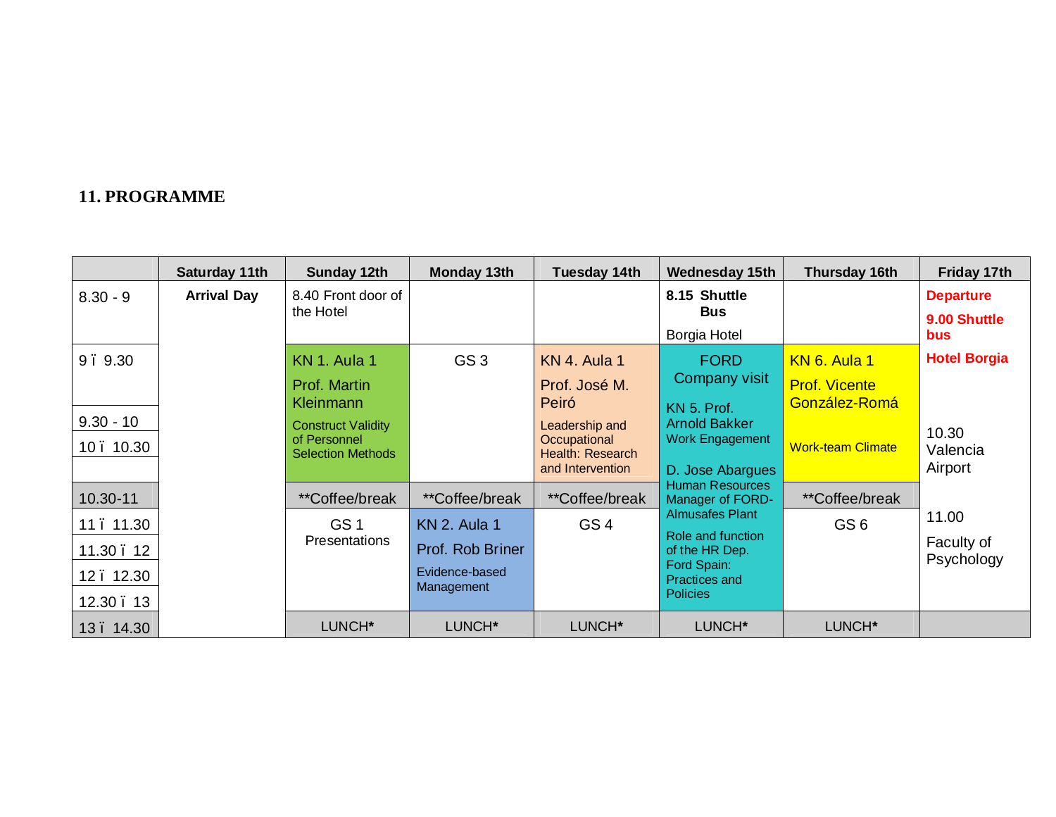## 11. PROGRAMME

| | Saturday 11th | Sunday 12th | Monday 13th | Tuesday 14th | Wednesday 15th | Thursday 16th | Friday 17th |
|---|---|---|---|---|---|---|---|
| 8.30 - 9 | **Arrival Day** | 8.40 Front door of the Hotel | | | **8.15 Shuttle Bus** Borgia Hotel | | **Departure** **9.00 Shuttle bus** |
| 9 ï 9.30 | | KN 1. Aula 1 Prof. Martin Kleinmann Construct Validity of Personnel Selection Methods | GS 3 | KN 4. Aula 1 Prof. José M. Peiró Leadership and Occupational Health: Research and Intervention | FORD Company visit KN 5. Prof. Arnold Bakker Work Engagement D. Jose Abargues Human Resources Manager of FORD-Almusafes Plant Role and function of the HR Dep. Ford Spain: Practices and Policies | KN 6. Aula 1 Prof. Vicente González-Romá Work-team Climate | **Hotel Borgia** |
| 9.30 - 10 | | | | | | | 10.30 Valencia Airport |
| 10 ï 10.30 | | | | | | | |
| 10.30-11 | | **Coffee/break | **Coffee/break | **Coffee/break | | **Coffee/break | |
| 11 ï 11.30 | | GS 1 Presentations | KN 2. Aula 1 Prof. Rob Briner Evidence-based Management | GS 4 | | GS 6 | 11.00 Faculty of Psychology |
| 11.30 ï 12 | | | | | | | |
| 12 ï 12.30 | | | | | | | |
| 12.30 ï 13 | | | | | | | |
| 13 ï 14.30 | | LUNCH* | LUNCH* | LUNCH* | LUNCH* | LUNCH* | |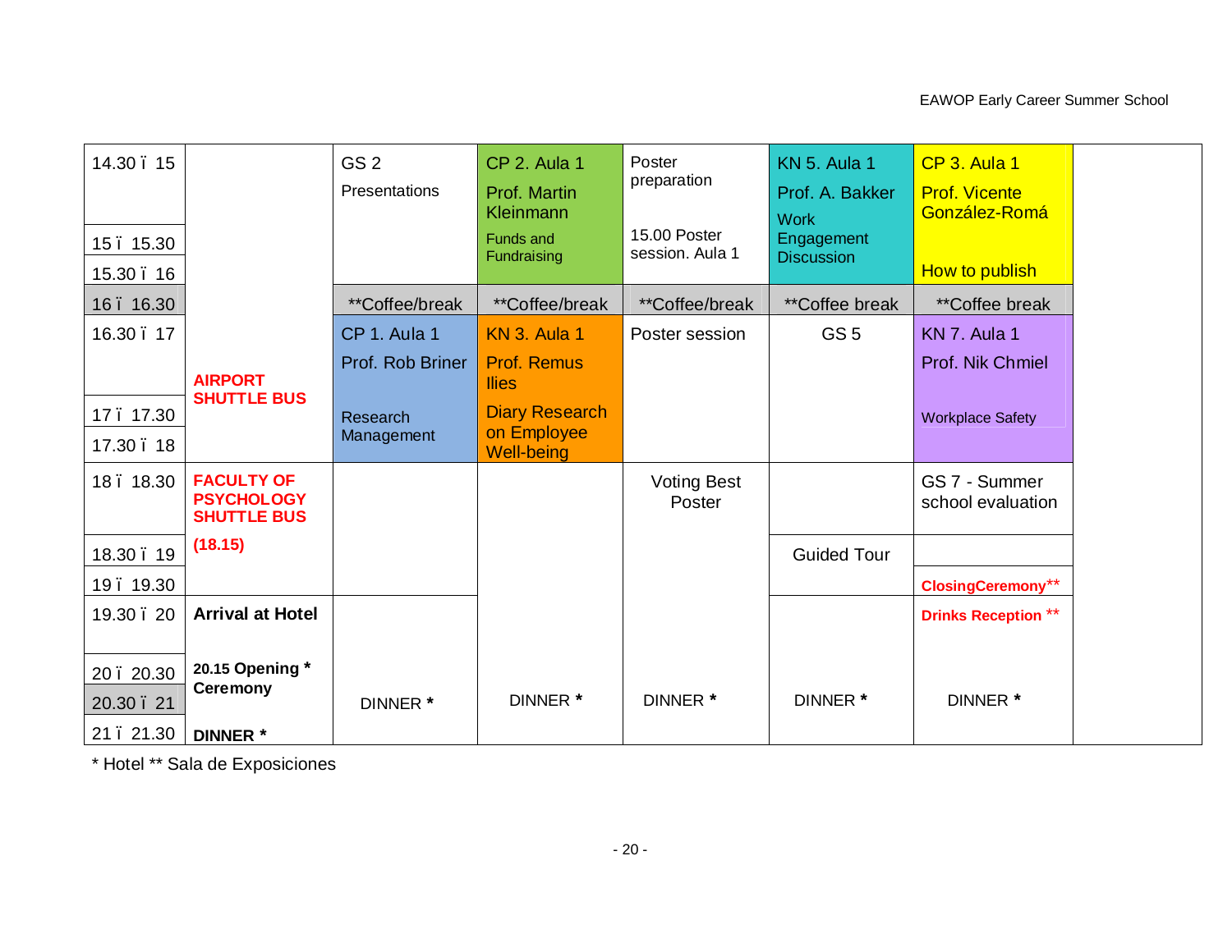| | | | | | | | |
|---|---|---|---|---|---|---|---|
| 14.30 – 15 | | GS 2 Presentations | CP 2. Aula 1 Prof. Martin Kleinmann Funds and Fundraising | Poster preparation | KN 5. Aula 1 Prof. A. Bakker Work Engagement Discussion | CP 3. Aula 1 Prof. Vicente González-Romá | |
| 15 – 15.30 | | | | 15.00 Poster session. Aula 1 | | | |
| 15.30 – 16 | | | | | | How to publish | |
| 16 – 16.30 | | **Coffee/break | **Coffee/break | **Coffee/break | **Coffee break | **Coffee break | |
| 16.30 – 17 | AIRPORT SHUTTLE BUS | CP 1. Aula 1 Prof. Rob Briner | KN 3. Aula 1 Prof. Remus Ilies | Poster session | GS 5 | KN 7. Aula 1 Prof. Nik Chmiel | |
| 17 – 17.30 | | Research Management | Diary Research on Employee Well-being | | | Workplace Safety | |
| 17.30 – 18 | | | | | | | |
| 18 – 18.30 | FACULTY OF PSYCHOLOGY SHUTTLE BUS (18.15) | | | Voting Best Poster | | GS 7 - Summer school evaluation | |
| 18.30 – 19 | | | | | Guided Tour | | |
| 19 – 19.30 | | | | | | ClosingCeremony** | |
| 19.30 – 20 | Arrival at Hotel | | | | | Drinks Reception ** | |
| 20 – 20.30 | 20.15 Opening * Ceremony | | | | | | |
| 20.30 – 21 | | DINNER * | DINNER * | DINNER * | DINNER * | DINNER * | |
| 21 – 21.30 | DINNER * | | | | | | |

* Hotel ** Sala de Exposiciones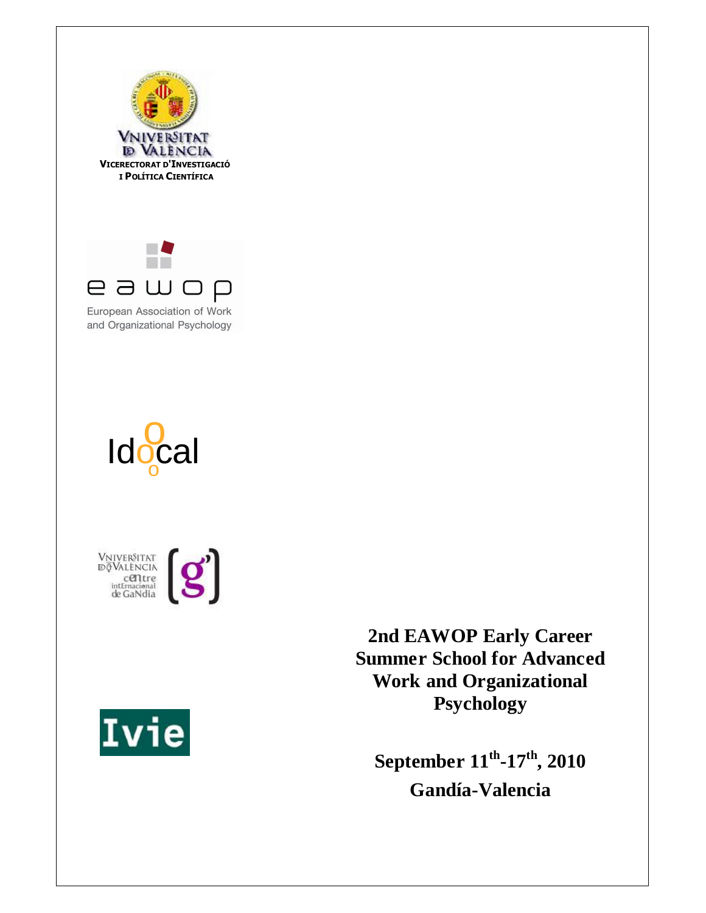VICERECTORAT D'INVESTIGACIÓ I POLÍTICA CIENTÍFICA

European Association of Work and Organizational Psychology

**2nd EAWOP Early Career Summer School for Advanced Work and Organizational Psychology**

**September 11th-17th, 2010**

**Gandía-Valencia**